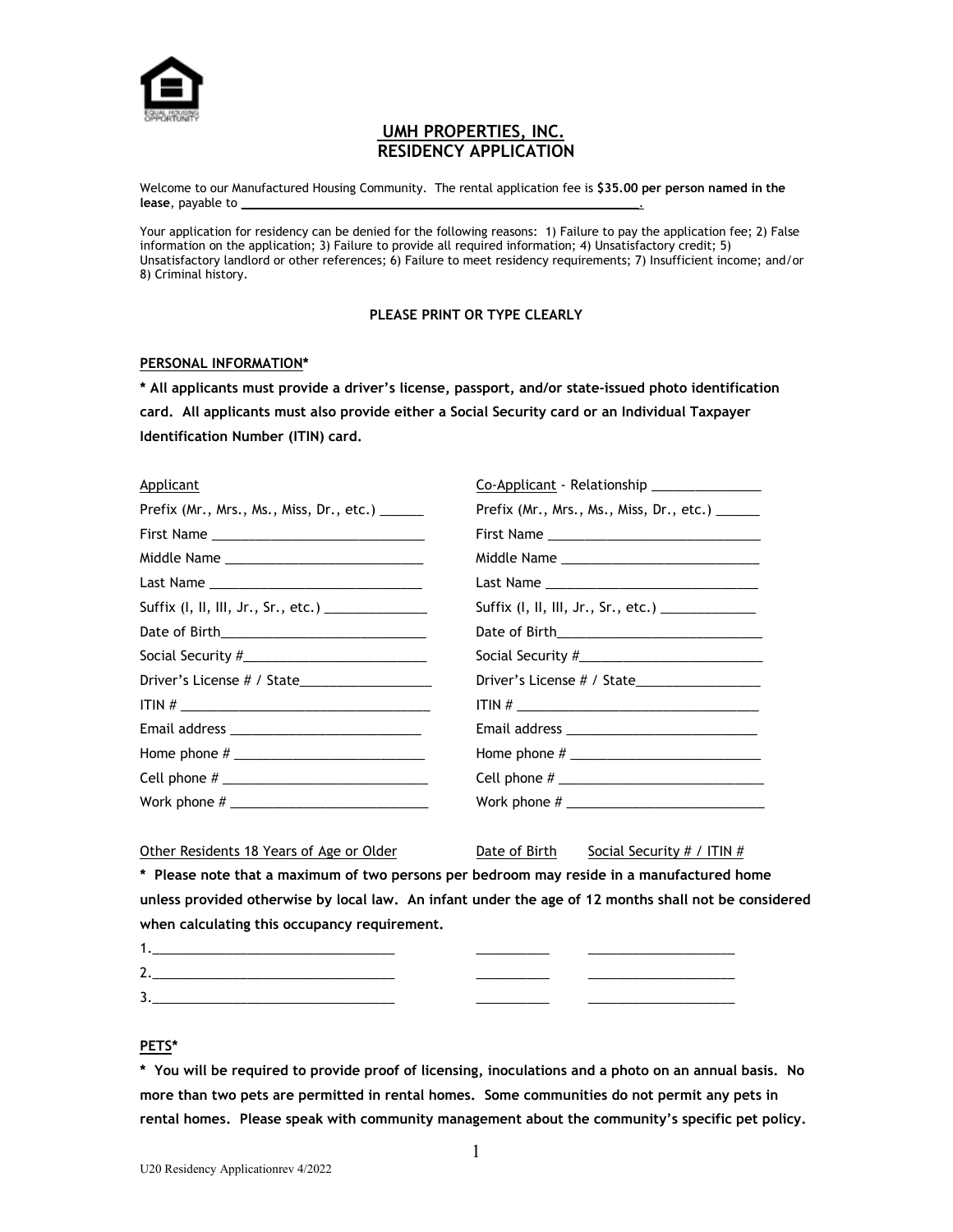## UMH PROPERTIES, INC.
## RESIDENCY APPLICATION

Welcome to our Manufactured Housing Community. The rental application fee is **$35.00 per person named in the lease**, payable to ____________________________________________.

Your application for residency can be denied for the following reasons: 1) Failure to pay the application fee; 2) False information on the application; 3) Failure to provide all required information; 4) Unsatisfactory credit; 5) Unsatisfactory landlord or other references; 6) Failure to meet residency requirements; 7) Insufficient income; and/or 8) Criminal history.

**PLEASE PRINT OR TYPE CLEARLY**

**PERSONAL INFORMATION***

*** All applicants must provide a driver's license, passport, and/or state-issued photo identification card. All applicants must also provide either a Social Security card or an Individual Taxpayer Identification Number (ITIN) card.**

| Applicant | Co-Applicant - Relationship _______________ |
|---|---|
| Prefix (Mr., Mrs., Ms., Miss, Dr., etc.) ______ | Prefix (Mr., Mrs., Ms., Miss, Dr., etc.) ______ |
| First Name ____________________________ | First Name ____________________________ |
| Middle Name ___________________________ | Middle Name ___________________________ |
| Last Name _____________________________ | Last Name _____________________________ |
| Suffix (I, II, III, Jr., Sr., etc.) ______________ | Suffix (I, II, III, Jr., Sr., etc.) _____________ |
| Date of Birth____________________________ | Date of Birth____________________________ |
| Social Security #_________________________ | Social Security #_________________________ |
| Driver's License # / State__________________ | Driver's License # / State_________________ |
| ITIN # ___________________________________ | ITIN # __________________________________ |
| Email address __________________________ | Email address __________________________ |
| Home phone # __________________________ | Home phone # __________________________ |
| Cell phone # ____________________________ | Cell phone # ____________________________ |
| Work phone # ___________________________ | Work phone # ___________________________ |

| Other Residents 18 Years of Age or Older | Date of Birth | Social Security # / ITIN # |
|---|---|---|

*** Please note that a maximum of two persons per bedroom may reside in a manufactured home unless provided otherwise by local law. An infant under the age of 12 months shall not be considered when calculating this occupancy requirement.**

| | | |
|---|---|---|
| 1.________________________________ | __________ | ____________________ |
| 2.________________________________ | __________ | ____________________ |
| 3.________________________________ | __________ | ____________________ |

**PETS***

*** You will be required to provide proof of licensing, inoculations and a photo on an annual basis. No more than two pets are permitted in rental homes. Some communities do not permit any pets in rental homes. Please speak with community management about the community's specific pet policy.**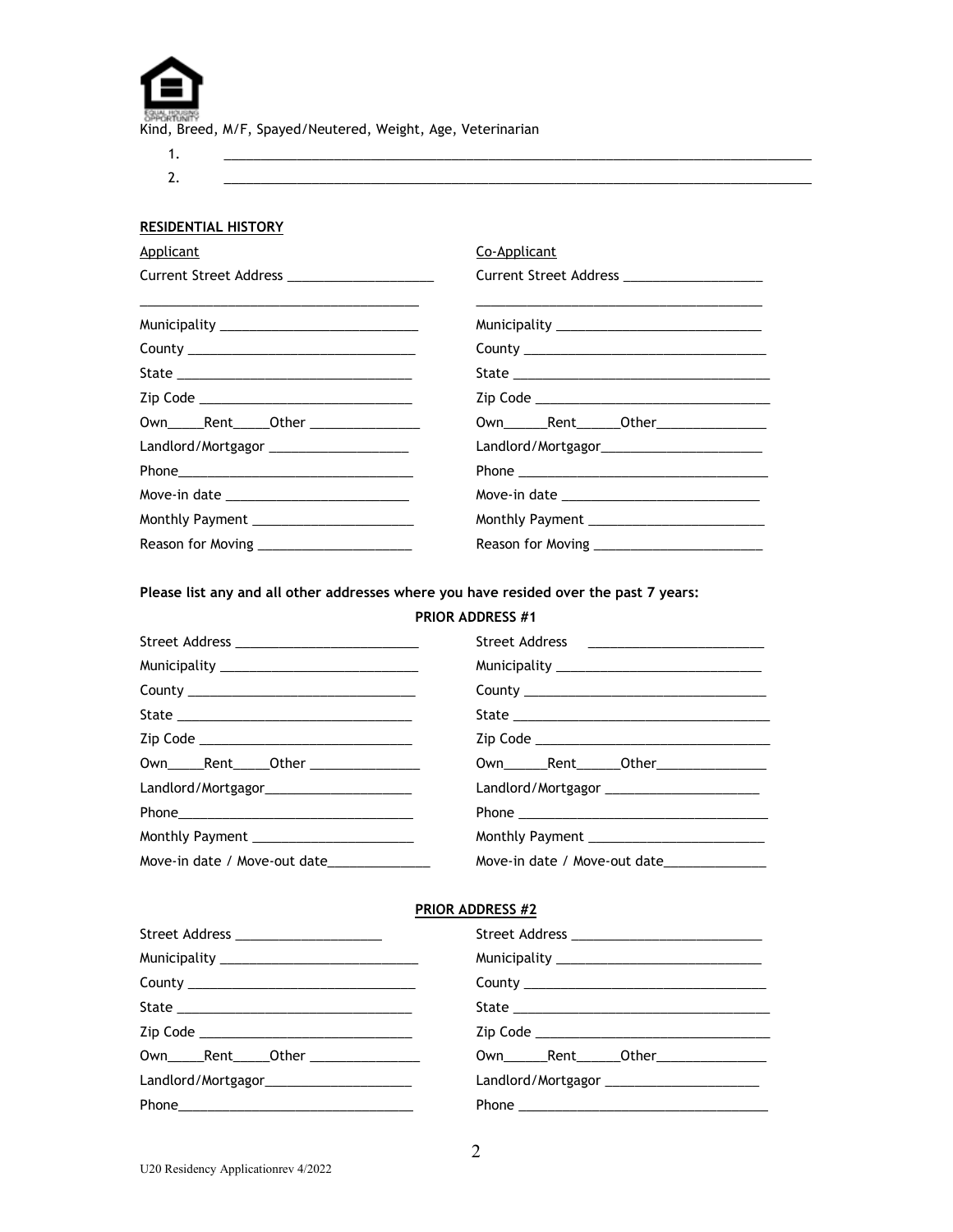Kind, Breed, M/F, Spayed/Neutered, Weight, Age, Veterinarian

1. ______________________________________________________________________________
2. ______________________________________________________________________________

**RESIDENTIAL HISTORY**

| Applicant | Co-Applicant |
|---|---|
| Current Street Address ____________________ | Current Street Address ___________________ |
| ______________________________________ | ______________________________________ |
| Municipality __________________________ | Municipality ___________________________ |
| County ______________________________ | County ________________________________ |
| State _______________________________ | State _________________________________ |
| Zip Code ____________________________ | Zip Code _______________________________ |
| Own_____Rent_____Other _______________ | Own______Rent______Other_______________ |
| Landlord/Mortgagor ___________________ | Landlord/Mortgagor_____________________ |
| Phone________________________________ | Phone _________________________________ |
| Move-in date ________________________ | Move-in date __________________________ |
| Monthly Payment ______________________ | Monthly Payment _______________________ |
| Reason for Moving ____________________ | Reason for Moving ______________________ |

**Please list any and all other addresses where you have resided over the past 7 years:**

**PRIOR ADDRESS #1**

| | |
|---|---|
| Street Address ________________________ | Street Address ________________________ |
| Municipality __________________________ | Municipality ___________________________ |
| County ______________________________ | County ________________________________ |
| State _______________________________ | State _________________________________ |
| Zip Code ____________________________ | Zip Code _______________________________ |
| Own_____Rent_____Other _______________ | Own______Rent______Other_______________ |
| Landlord/Mortgagor____________________ | Landlord/Mortgagor _____________________ |
| Phone________________________________ | Phone _________________________________ |
| Monthly Payment ______________________ | Monthly Payment _______________________ |
| Move-in date / Move-out date_____________ | Move-in date / Move-out date_____________ |

**PRIOR ADDRESS #2**

| | |
|---|---|
| Street Address ____________________ | Street Address _________________________ |
| Municipality __________________________ | Municipality ___________________________ |
| County ______________________________ | County ________________________________ |
| State _______________________________ | State _________________________________ |
| Zip Code ____________________________ | Zip Code _______________________________ |
| Own_____Rent_____Other _______________ | Own______Rent______Other_______________ |
| Landlord/Mortgagor____________________ | Landlord/Mortgagor _____________________ |
| Phone________________________________ | Phone _________________________________ |

U20 Residency Applicationrev 4/2022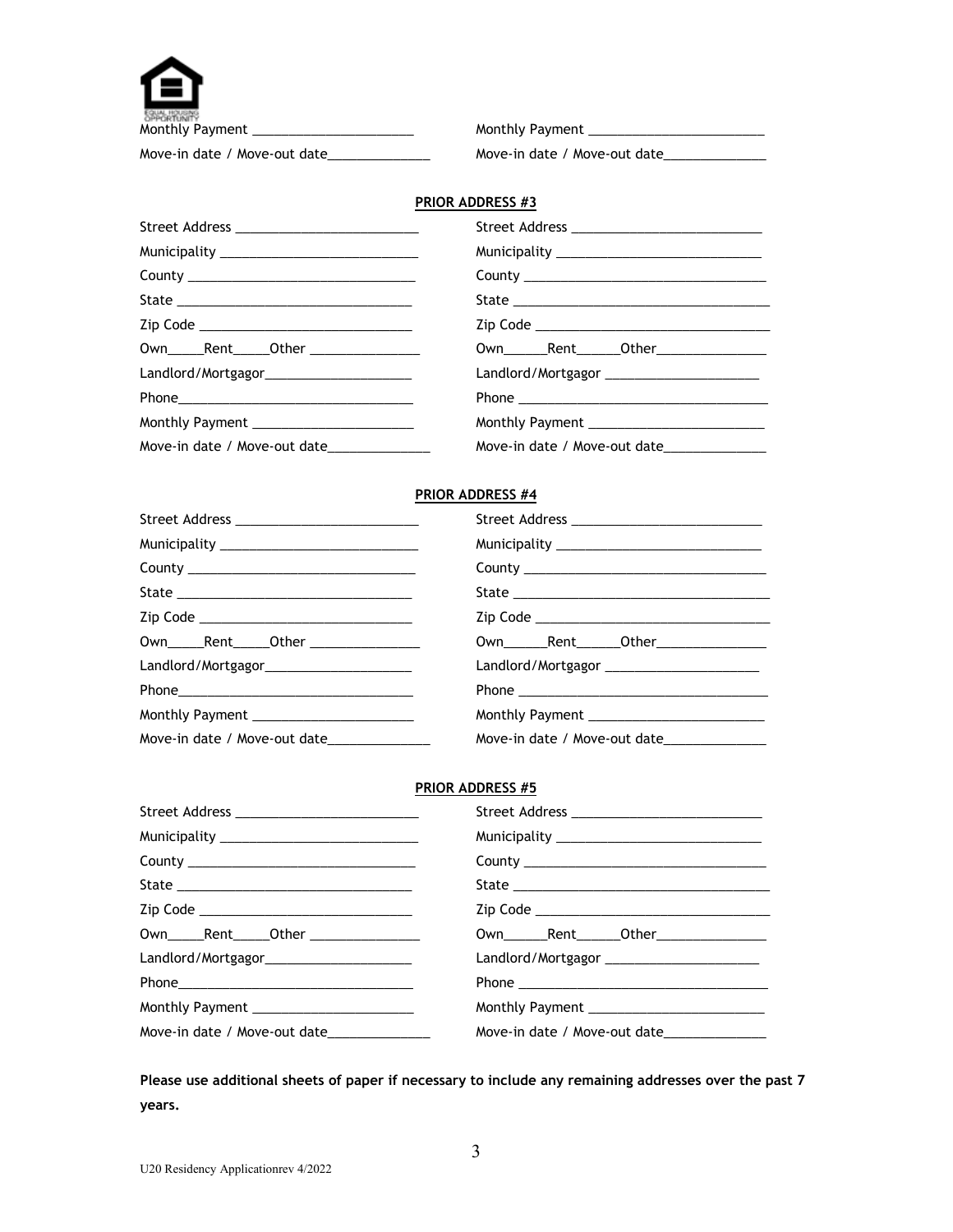Monthly Payment ______________________ Monthly Payment ________________________

Move-in date / Move-out date______________ Move-in date / Move-out date______________

**PRIOR ADDRESS #3**

| | |
|---|---|
| Street Address _________________________ | Street Address __________________________ |
| Municipality ___________________________ | Municipality ____________________________ |
| County ________________________________ | County _________________________________ |
| State _________________________________ | State __________________________________ |
| Zip Code ______________________________ | Zip Code _______________________________ |
| Own_____Rent_____Other _______________ | Own______Rent______Other_______________ |
| Landlord/Mortgagor____________________ | Landlord/Mortgagor _____________________ |
| Phone_________________________________ | Phone __________________________________ |
| Monthly Payment ______________________ | Monthly Payment ________________________ |
| Move-in date / Move-out date______________ | Move-in date / Move-out date______________ |

**PRIOR ADDRESS #4**

| | |
|---|---|
| Street Address _________________________ | Street Address __________________________ |
| Municipality ___________________________ | Municipality ____________________________ |
| County ________________________________ | County _________________________________ |
| State _________________________________ | State __________________________________ |
| Zip Code ______________________________ | Zip Code _______________________________ |
| Own_____Rent_____Other _______________ | Own______Rent______Other_______________ |
| Landlord/Mortgagor____________________ | Landlord/Mortgagor _____________________ |
| Phone_________________________________ | Phone __________________________________ |
| Monthly Payment ______________________ | Monthly Payment ________________________ |
| Move-in date / Move-out date______________ | Move-in date / Move-out date______________ |

**PRIOR ADDRESS #5**

| | |
|---|---|
| Street Address _________________________ | Street Address __________________________ |
| Municipality ___________________________ | Municipality ____________________________ |
| County ________________________________ | County _________________________________ |
| State _________________________________ | State __________________________________ |
| Zip Code ______________________________ | Zip Code _______________________________ |
| Own_____Rent_____Other _______________ | Own______Rent______Other_______________ |
| Landlord/Mortgagor____________________ | Landlord/Mortgagor _____________________ |
| Phone_________________________________ | Phone __________________________________ |
| Monthly Payment ______________________ | Monthly Payment ________________________ |
| Move-in date / Move-out date______________ | Move-in date / Move-out date______________ |

**Please use additional sheets of paper if necessary to include any remaining addresses over the past 7 years.**

U20 Residency Applicationrev 4/2022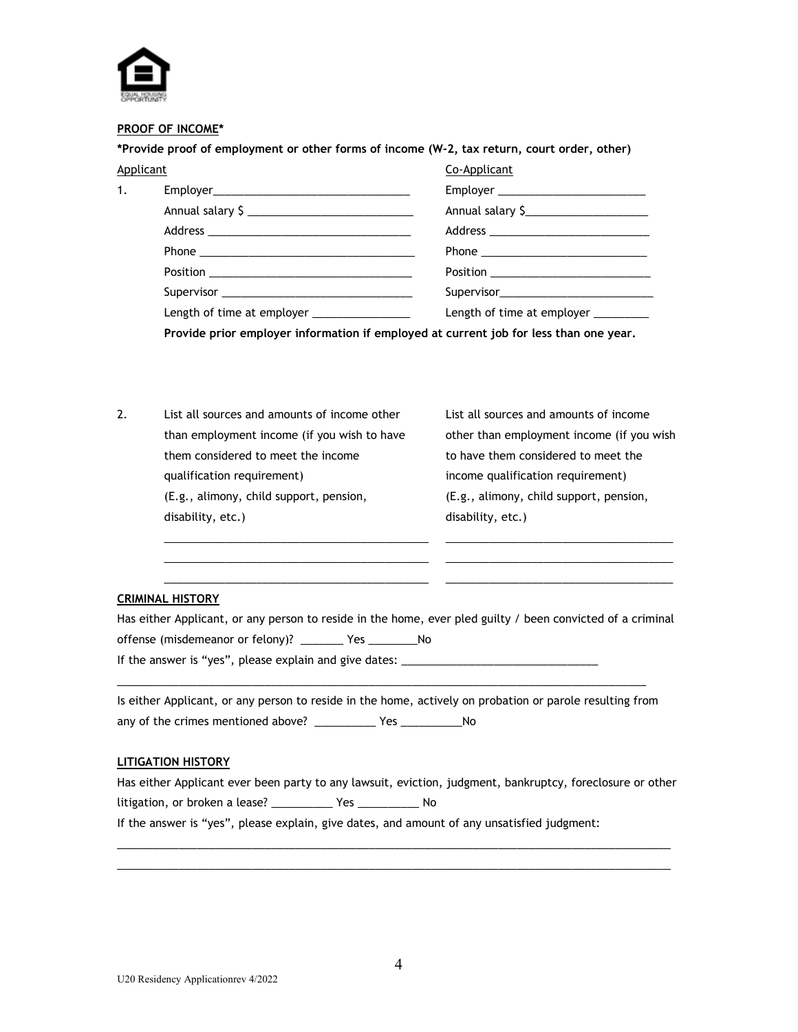**PROOF OF INCOME***

***Provide proof of employment or other forms of income (W-2, tax return, court order, other)**

| | Applicant | Co-Applicant |
|---|---|---|
| 1. | Employer_______________________________ | Employer ________________________ |
| | Annual salary $ __________________________ | Annual salary $___________________ |
| | Address ________________________________ | Address _________________________ |
| | Phone __________________________________ | Phone __________________________ |
| | Position ________________________________ | Position _________________________ |
| | Supervisor ______________________________ | Supervisor________________________ |
| | Length of time at employer _______________ | Length of time at employer _________ |

**Provide prior employer information if employed at current job for less than one year.**

| | Applicant | Co-Applicant |
|---|---|---|
| 2. | List all sources and amounts of income other than employment income (if you wish to have them considered to meet the income qualification requirement) (E.g., alimony, child support, pension, disability, etc.) | List all sources and amounts of income other than employment income (if you wish to have them considered to meet the income qualification requirement) (E.g., alimony, child support, pension, disability, etc.) |
| | __________________________________________ | ____________________________________ |
| | __________________________________________ | ____________________________________ |
| | __________________________________________ | ____________________________________ |

**CRIMINAL HISTORY**

Has either Applicant, or any person to reside in the home, ever pled guilty / been convicted of a criminal offense (misdemeanor or felony)? _______ Yes ________No

If the answer is "yes", please explain and give dates: _______________________________

___________________________________________________________________________________________

Is either Applicant, or any person to reside in the home, actively on probation or parole resulting from any of the crimes mentioned above? __________ Yes __________No

**LITIGATION HISTORY**

Has either Applicant ever been party to any lawsuit, eviction, judgment, bankruptcy, foreclosure or other litigation, or broken a lease? __________ Yes __________ No

If the answer is "yes", please explain, give dates, and amount of any unsatisfied judgment:

___________________________________________________________________________________________

___________________________________________________________________________________________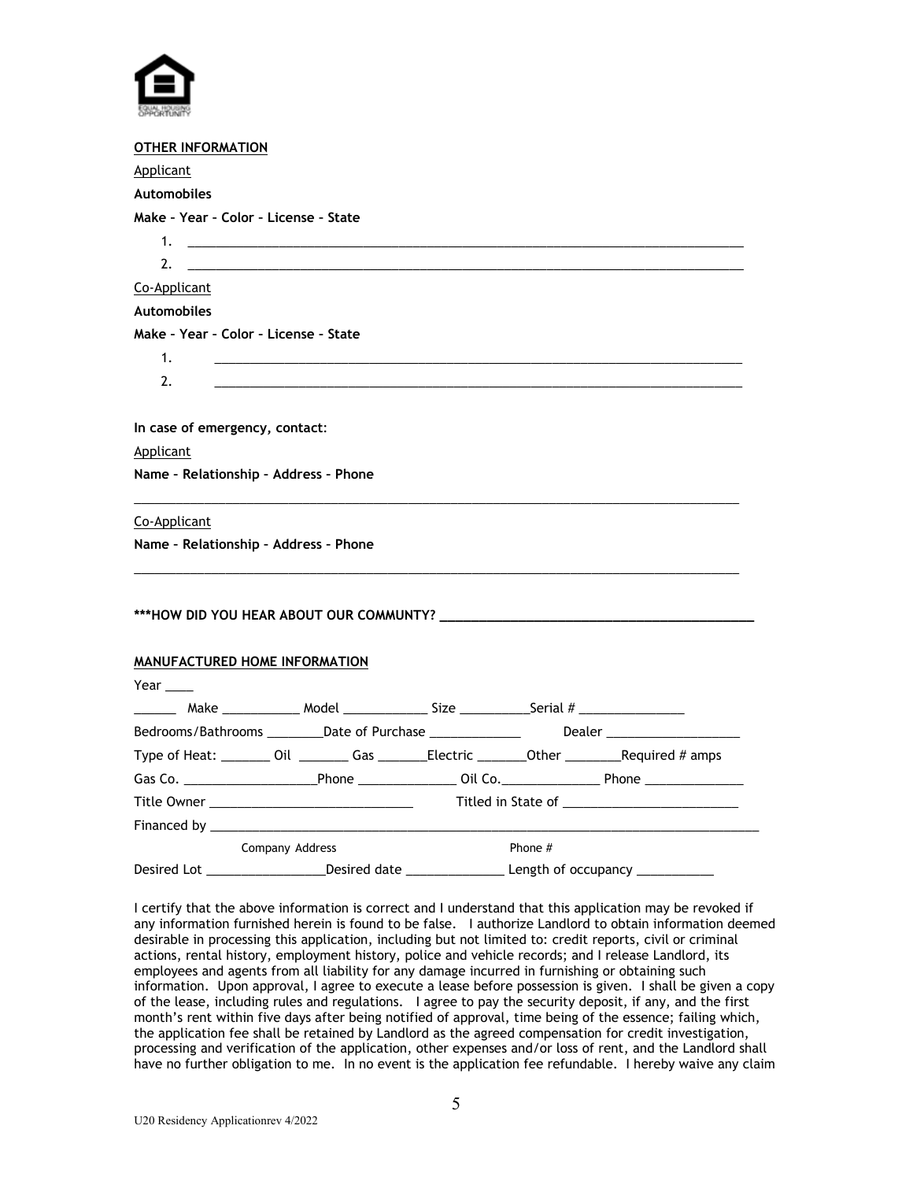**OTHER INFORMATION**

Applicant

**Automobiles**

**Make – Year – Color – License – State**

1. ___________________________________________________________________________
2. ___________________________________________________________________________

Co-Applicant

**Automobiles**

**Make – Year – Color – License – State**

1. ___________________________________________________________________________
2. ___________________________________________________________________________

**In case of emergency, contact**:

Applicant

**Name – Relationship – Address – Phone**

___________________________________________________________________________

Co-Applicant

**Name – Relationship – Address – Phone**

___________________________________________________________________________

**\*\*\*HOW DID YOU HEAR ABOUT OUR COMMUNTY? ________________________________________**

**MANUFACTURED HOME INFORMATION**

Year ____

______ Make ___________ Model ____________ Size __________Serial # _______________

Bedrooms/Bathrooms ________Date of Purchase _____________ Dealer ___________________

Type of Heat: _______ Oil _______ Gas _______Electric _______Other ________Required # amps

Gas Co. ___________________Phone ______________ Oil Co.______________ Phone ______________

Title Owner _____________________________ Titled in State of _________________________

Financed by _____________________________________________________________________________

Company Address Phone #

Desired Lot _________________Desired date ______________ Length of occupancy ___________

I certify that the above information is correct and I understand that this application may be revoked if any information furnished herein is found to be false. I authorize Landlord to obtain information deemed desirable in processing this application, including but not limited to: credit reports, civil or criminal actions, rental history, employment history, police and vehicle records; and I release Landlord, its employees and agents from all liability for any damage incurred in furnishing or obtaining such information. Upon approval, I agree to execute a lease before possession is given. I shall be given a copy of the lease, including rules and regulations. I agree to pay the security deposit, if any, and the first month's rent within five days after being notified of approval, time being of the essence; failing which, the application fee shall be retained by Landlord as the agreed compensation for credit investigation, processing and verification of the application, other expenses and/or loss of rent, and the Landlord shall have no further obligation to me. In no event is the application fee refundable. I hereby waive any claim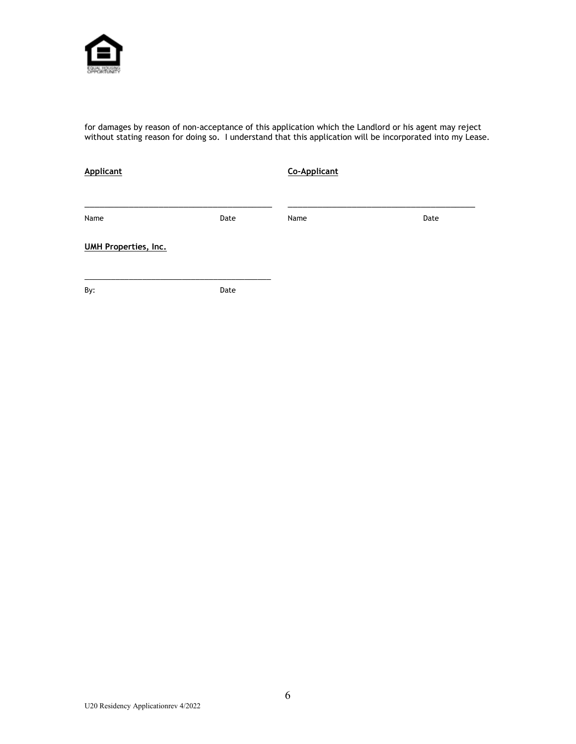for damages by reason of non-acceptance of this application which the Landlord or his agent may reject without stating reason for doing so. I understand that this application will be incorporated into my Lease.

**Applicant**

___________________________________________

Name Date

**Co-Applicant**

___________________________________________

Name Date

**UMH Properties, Inc.**

___________________________________________

By: Date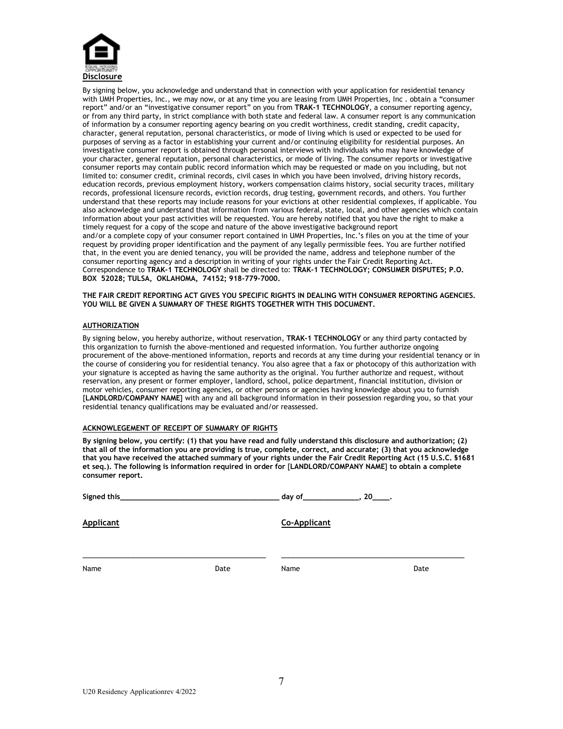## Disclosure

By signing below, you acknowledge and understand that in connection with your application for residential tenancy with UMH Properties, Inc., we may now, or at any time you are leasing from UMH Properties, Inc . obtain a "consumer report" and/or an "investigative consumer report" on you from **TRAK-1 TECHNOLOGY**, a consumer reporting agency, or from any third party, in strict compliance with both state and federal law. A consumer report is any communication of information by a consumer reporting agency bearing on you credit worthiness, credit standing, credit capacity, character, general reputation, personal characteristics, or mode of living which is used or expected to be used for purposes of serving as a factor in establishing your current and/or continuing eligibility for residential purposes. An investigative consumer report is obtained through personal interviews with individuals who may have knowledge of your character, general reputation, personal characteristics, or mode of living. The consumer reports or investigative consumer reports may contain public record information which may be requested or made on you including, but not limited to: consumer credit, criminal records, civil cases in which you have been involved, driving history records, education records, previous employment history, workers compensation claims history, social security traces, military records, professional licensure records, eviction records, drug testing, government records, and others. You further understand that these reports may include reasons for your evictions at other residential complexes, if applicable. You also acknowledge and understand that information from various federal, state, local, and other agencies which contain information about your past activities will be requested. You are hereby notified that you have the right to make a timely request for a copy of the scope and nature of the above investigative background report and/or a complete copy of your consumer report contained in UMH Properties, Inc.'s files on you at the time of your request by providing proper identification and the payment of any legally permissible fees. You are further notified that, in the event you are denied tenancy, you will be provided the name, address and telephone number of the consumer reporting agency and a description in writing of your rights under the Fair Credit Reporting Act. Correspondence to **TRAK-1 TECHNOLOGY** shall be directed to: **TRAK-1 TECHNOLOGY; CONSUMER DISPUTES; P.O. BOX 52028; TULSA, OKLAHOMA, 74152; 918-779-7000.**

**THE FAIR CREDIT REPORTING ACT GIVES YOU SPECIFIC RIGHTS IN DEALING WITH CONSUMER REPORTING AGENCIES. YOU WILL BE GIVEN A SUMMARY OF THESE RIGHTS TOGETHER WITH THIS DOCUMENT.**

### AUTHORIZATION

By signing below, you hereby authorize, without reservation, **TRAK-1 TECHNOLOGY** or any third party contacted by this organization to furnish the above-mentioned and requested information. You further authorize ongoing procurement of the above-mentioned information, reports and records at any time during your residential tenancy or in the course of considering you for residential tenancy. You also agree that a fax or photocopy of this authorization with your signature is accepted as having the same authority as the original. You further authorize and request, without reservation, any present or former employer, landlord, school, police department, financial institution, division or motor vehicles, consumer reporting agencies, or other persons or agencies having knowledge about you to furnish [**LANDLORD/COMPANY NAME**] with any and all background information in their possession regarding you, so that your residential tenancy qualifications may be evaluated and/or reassessed.

### ACKNOWLEDGEMENT OF RECEIPT OF SUMMARY OF RIGHTS

**By signing below, you certify: (1) that you have read and fully understand this disclosure and authorization; (2) that all of the information you are providing is true, complete, correct, and accurate; (3) that you acknowledge that you have received the attached summary of your rights under the Fair Credit Reporting Act (15 U.S.C. §1681 et seq.). The following is information required in order for [LANDLORD/COMPANY NAME] to obtain a complete consumer report.**

**Signed this________________________________________ day of______________, 20____.**

**Applicant** **Co-Applicant**

_____________________________________________ _____________________________________________

Name Date Name Date

U20 Residency Applicationrev 4/2022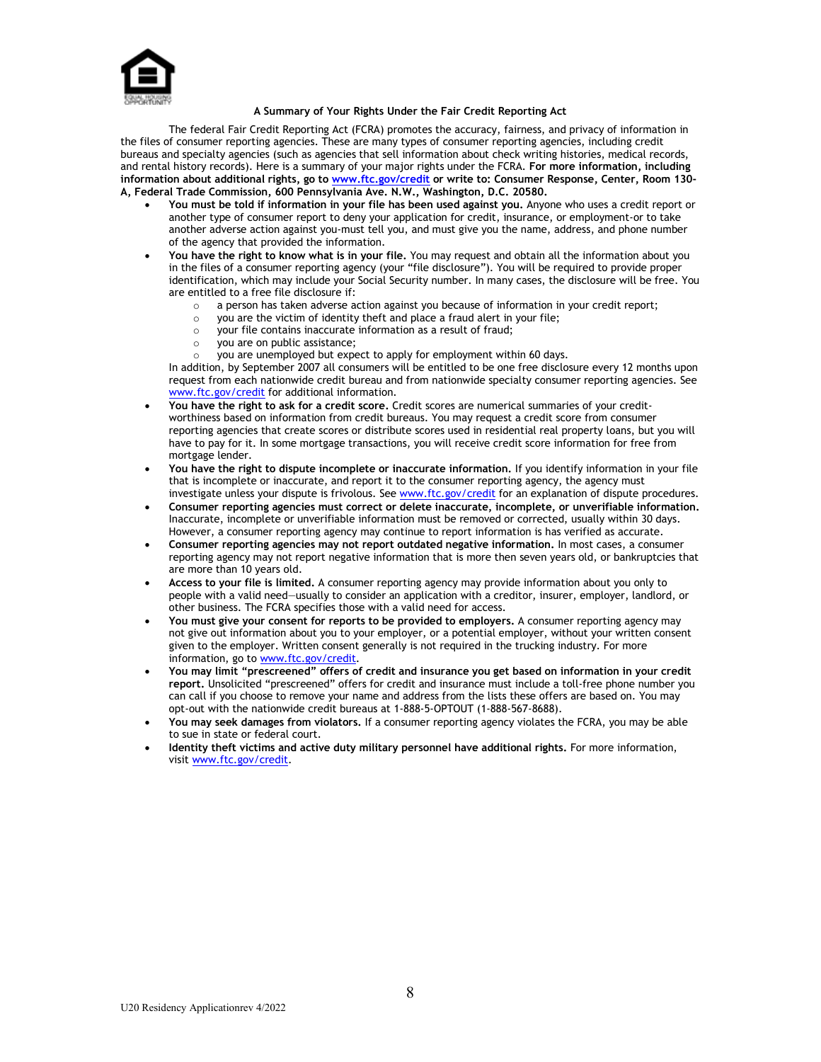## A Summary of Your Rights Under the Fair Credit Reporting Act

The federal Fair Credit Reporting Act (FCRA) promotes the accuracy, fairness, and privacy of information in the files of consumer reporting agencies. These are many types of consumer reporting agencies, including credit bureaus and specialty agencies (such as agencies that sell information about check writing histories, medical records, and rental history records). Here is a summary of your major rights under the FCRA. **For more information, including information about additional rights, go to www.ftc.gov/credit or write to: Consumer Response, Center, Room 130-A, Federal Trade Commission, 600 Pennsylvania Ave. N.W., Washington, D.C. 20580.**

- **You must be told if information in your file has been used against you.** Anyone who uses a credit report or another type of consumer report to deny your application for credit, insurance, or employment-or to take another adverse action against you-must tell you, and must give you the name, address, and phone number of the agency that provided the information.
- **You have the right to know what is in your file.** You may request and obtain all the information about you in the files of a consumer reporting agency (your "file disclosure"). You will be required to provide proper identification, which may include your Social Security number. In many cases, the disclosure will be free. You are entitled to a free file disclosure if:
  - a person has taken adverse action against you because of information in your credit report;
  - you are the victim of identity theft and place a fraud alert in your file;
  - your file contains inaccurate information as a result of fraud;
  - you are on public assistance;
  - you are unemployed but expect to apply for employment within 60 days.

  In addition, by September 2007 all consumers will be entitled to be one free disclosure every 12 months upon request from each nationwide credit bureau and from nationwide specialty consumer reporting agencies. See www.ftc.gov/credit for additional information.
- **You have the right to ask for a credit score.** Credit scores are numerical summaries of your credit-worthiness based on information from credit bureaus. You may request a credit score from consumer reporting agencies that create scores or distribute scores used in residential real property loans, but you will have to pay for it. In some mortgage transactions, you will receive credit score information for free from mortgage lender.
- **You have the right to dispute incomplete or inaccurate information.** If you identify information in your file that is incomplete or inaccurate, and report it to the consumer reporting agency, the agency must investigate unless your dispute is frivolous. See www.ftc.gov/credit for an explanation of dispute procedures.
- **Consumer reporting agencies must correct or delete inaccurate, incomplete, or unverifiable information.** Inaccurate, incomplete or unverifiable information must be removed or corrected, usually within 30 days. However, a consumer reporting agency may continue to report information is has verified as accurate.
- **Consumer reporting agencies may not report outdated negative information.** In most cases, a consumer reporting agency may not report negative information that is more then seven years old, or bankruptcies that are more than 10 years old.
- **Access to your file is limited.** A consumer reporting agency may provide information about you only to people with a valid need—usually to consider an application with a creditor, insurer, employer, landlord, or other business. The FCRA specifies those with a valid need for access.
- **You must give your consent for reports to be provided to employers.** A consumer reporting agency may not give out information about you to your employer, or a potential employer, without your written consent given to the employer. Written consent generally is not required in the trucking industry. For more information, go to www.ftc.gov/credit.
- **You may limit "prescreened" offers of credit and insurance you get based on information in your credit report.** Unsolicited "prescreened" offers for credit and insurance must include a toll-free phone number you can call if you choose to remove your name and address from the lists these offers are based on. You may opt-out with the nationwide credit bureaus at 1-888-5-OPTOUT (1-888-567-8688).
- **You may seek damages from violators.** If a consumer reporting agency violates the FCRA, you may be able to sue in state or federal court.
- **Identity theft victims and active duty military personnel have additional rights.** For more information, visit www.ftc.gov/credit.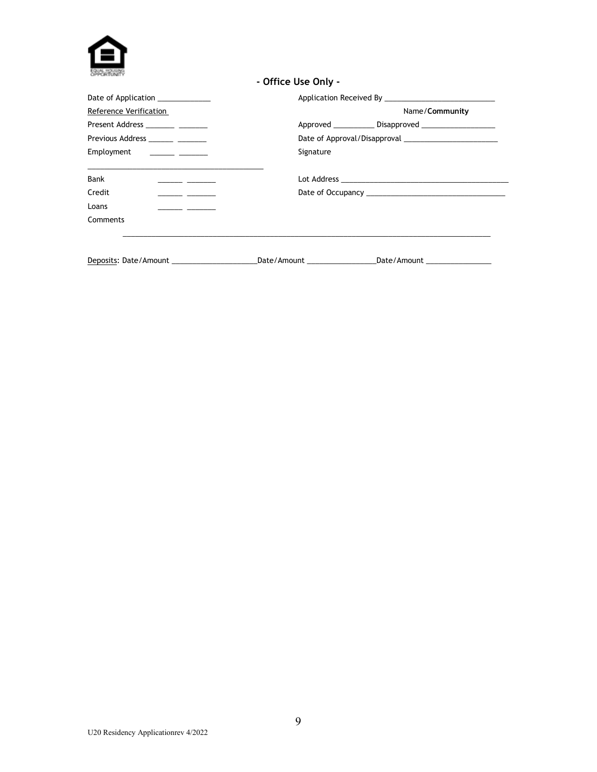EQUAL HOUSING OPPORTUNITY

## - Office Use Only -

Date of Application _____________

<u>Reference Verification</u>

Present Address _______ _______

Previous Address ______ _______

Employment ______ _______

____________________________________________

Bank ______ _______

Credit ______ _______

Loans ______ _______

Comments

____________________________________________________________________________________________

Application Received By ___________________________

Name/**Community**

Approved __________ Disapproved __________________

Date of Approval/Disapproval ________________________

Signature

Lot Address _________________________________________

Date of Occupancy __________________________________

<u>Deposits</u>: Date/Amount _____________________Date/Amount _________________Date/Amount ________________

U20 Residency Applicationrev 4/2022